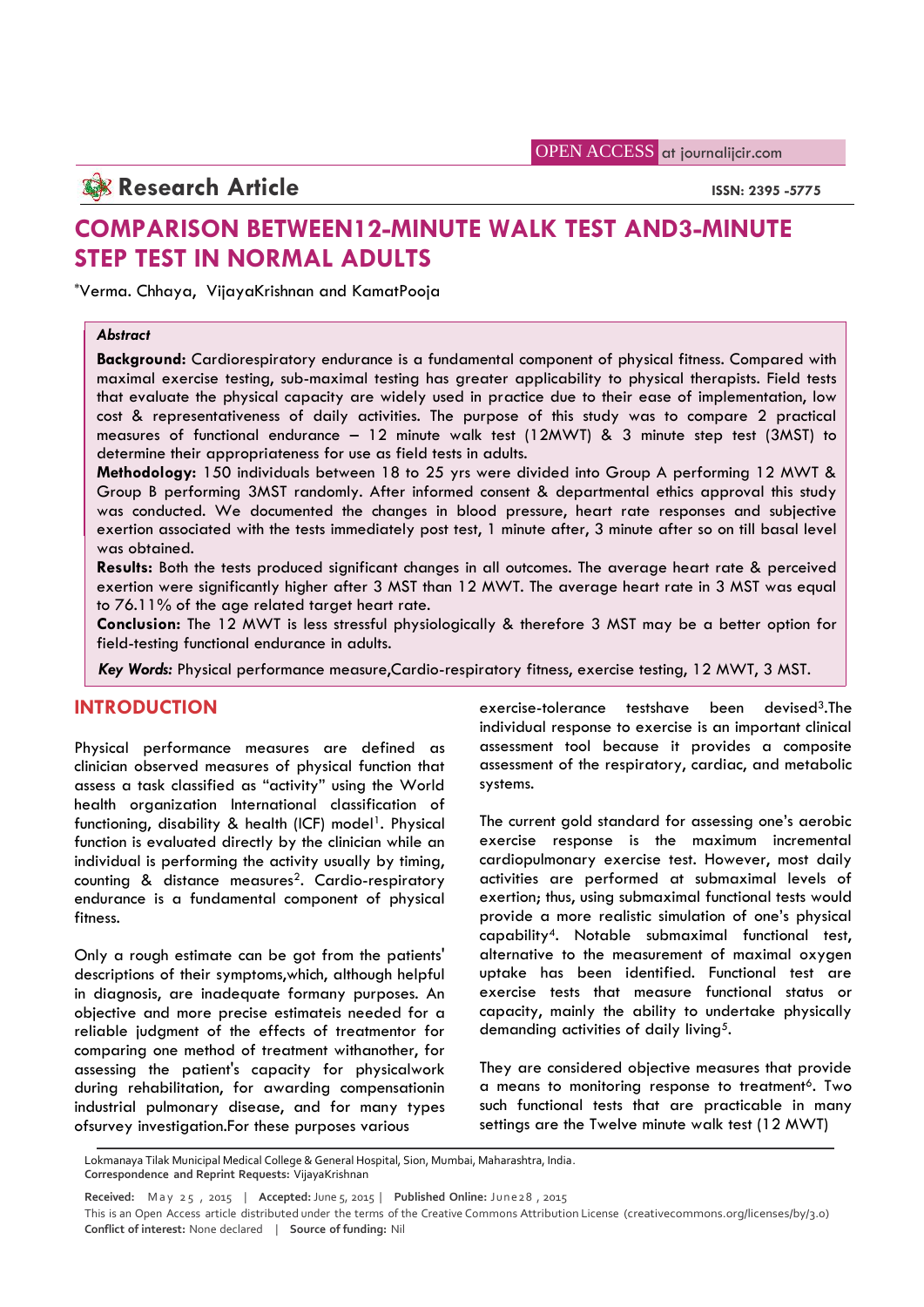OPEN ACCESS at journalijcir.com

**Research Article**

**ISSN: 2395 -5775**

# COMPARISON BETWEEN12-MINUTE WALK TEST AND3-MINUTE STEP TEST IN NORMAL ADULTS

*Verma. Chhaya, VijayaKrishnan and KamatPooja

### *Abstract*

**Background:** Cardiorespiratory endurance is a fundamental component of physical fitness. Compared with maximal exercise testing, sub-maximal testing has greater applicability to physical therapists. Field tests that evaluate the physical capacity are widely used in practice due to their ease of implementation, low cost & representativeness of daily activities. The purpose of this study was to compare 2 practical measures of functional endurance – 12 minute walk test (12MWT) & 3 minute step test (3MST) to determine their appropriateness for use as field tests in adults.

**Methodology:** 150 individuals between 18 to 25 yrs were divided into Group A performing 12 MWT & Group B performing 3MST randomly. After informed consent & departmental ethics approval this study was conducted. We documented the changes in blood pressure, heart rate responses and subjective exertion associated with the tests immediately post test, 1 minute after, 3 minute after so on till basal level was obtained.

**Results:** Both the tests produced significant changes in all outcomes. The average heart rate & perceived exertion were significantly higher after 3 MST than 12 MWT. The average heart rate in 3 MST was equal to 76.11% of the age related target heart rate.

**Conclusion:** The 12 MWT is less stressful physiologically & therefore 3 MST may be a better option for field-testing functional endurance in adults.

***Key Words:*** Physical performance measure,Cardio-respiratory fitness, exercise testing, 12 MWT, 3 MST.

## INTRODUCTION

Physical performance measures are defined as clinician observed measures of physical function that assess a task classified as "activity" using the World health organization International classification of functioning, disability & health (ICF) model[1]. Physical function is evaluated directly by the clinician while an individual is performing the activity usually by timing, counting & distance measures[2]. Cardio-respiratory endurance is a fundamental component of physical fitness.

Only a rough estimate can be got from the patients' descriptions of their symptoms,which, although helpful in diagnosis, are inadequate formany purposes. An objective and more precise estimateis needed for a reliable judgment of the effects of treatmentor for comparing one method of treatment withanother, for assessing the patient's capacity for physicalwork during rehabilitation, for awarding compensationin industrial pulmonary disease, and for many types ofsurvey investigation.For these purposes various exercise-tolerance testshave been devised[3].The individual response to exercise is an important clinical assessment tool because it provides a composite assessment of the respiratory, cardiac, and metabolic systems.

The current gold standard for assessing one's aerobic exercise response is the maximum incremental cardiopulmonary exercise test. However, most daily activities are performed at submaximal levels of exertion; thus, using submaximal functional tests would provide a more realistic simulation of one's physical capability[4]. Notable submaximal functional test, alternative to the measurement of maximal oxygen uptake has been identified. Functional test are exercise tests that measure functional status or capacity, mainly the ability to undertake physically demanding activities of daily living[5].

They are considered objective measures that provide a means to monitoring response to treatment[6]. Two such functional tests that are practicable in many settings are the Twelve minute walk test (12 MWT)

Lokmanaya Tilak Municipal Medical College & General Hospital, Sion, Mumbai, Maharashtra, India.
**Correspondence and Reprint Requests:** VijayaKrishnan

**Received:** May 25, 2015 | **Accepted:** June 5, 2015 | **Published Online:** June 28, 2015
This is an Open Access article distributed under the terms of the Creative Commons Attribution License (creativecommons.org/licenses/by/3.0)
**Conflict of interest:** None declared | **Source of funding:** Nil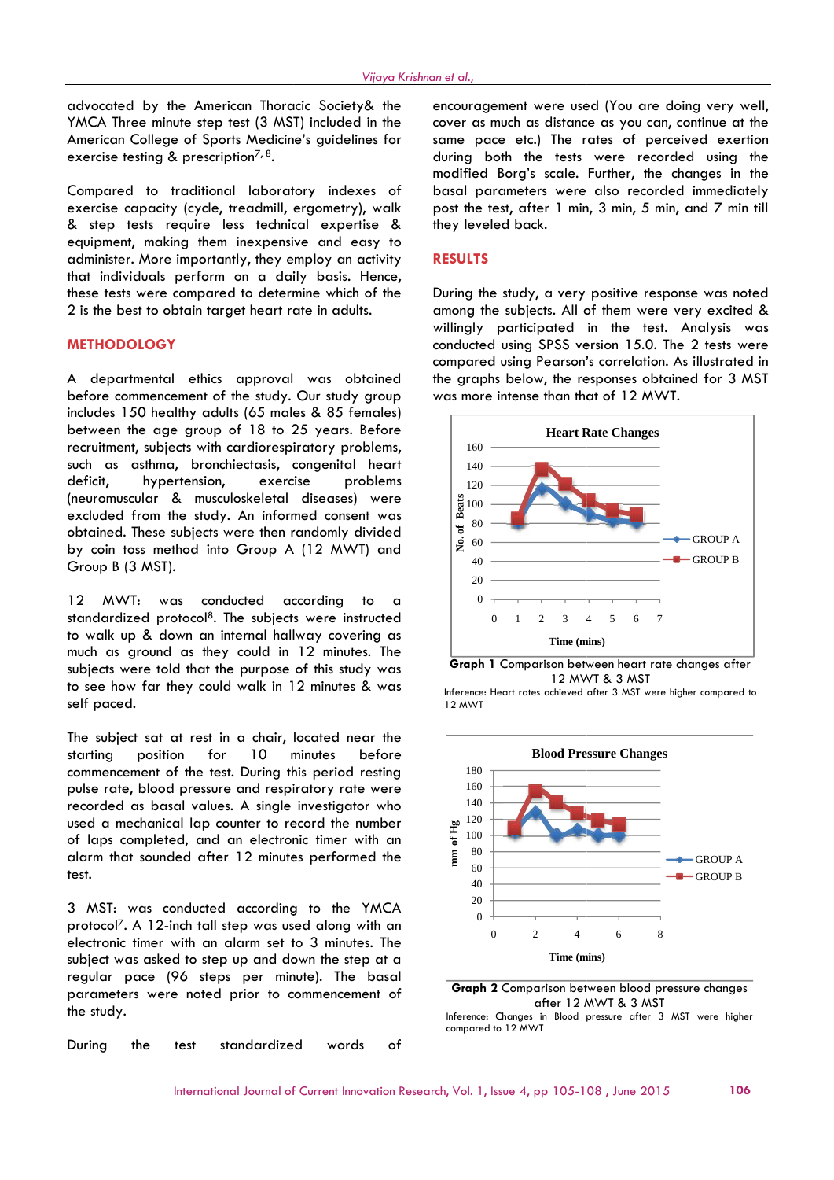advocated by the American Thoracic Society& the YMCA Three minute step test (3 MST) included in the American College of Sports Medicine's guidelines for exercise testing & prescription[7, 8].

Compared to traditional laboratory indexes of exercise capacity (cycle, treadmill, ergometry), walk & step tests require less technical expertise & equipment, making them inexpensive and easy to administer. More importantly, they employ an activity that individuals perform on a daily basis. Hence, these tests were compared to determine which of the 2 is the best to obtain target heart rate in adults.

## METHODOLOGY

A departmental ethics approval was obtained before commencement of the study. Our study group includes 150 healthy adults (65 males & 85 females) between the age group of 18 to 25 years. Before recruitment, subjects with cardiorespiratory problems, such as asthma, bronchiectasis, congenital heart deficit, hypertension, exercise problems (neuromuscular & musculoskeletal diseases) were excluded from the study. An informed consent was obtained. These subjects were then randomly divided by coin toss method into Group A (12 MWT) and Group B (3 MST).

12 MWT: was conducted according to a standardized protocol[8]. The subjects were instructed to walk up & down an internal hallway covering as much as ground as they could in 12 minutes. The subjects were told that the purpose of this study was to see how far they could walk in 12 minutes & was self paced.

The subject sat at rest in a chair, located near the starting position for 10 minutes before commencement of the test. During this period resting pulse rate, blood pressure and respiratory rate were recorded as basal values. A single investigator who used a mechanical lap counter to record the number of laps completed, and an electronic timer with an alarm that sounded after 12 minutes performed the test.

3 MST: was conducted according to the YMCA protocol[7]. A 12-inch tall step was used along with an electronic timer with an alarm set to 3 minutes. The subject was asked to step up and down the step at a regular pace (96 steps per minute). The basal parameters were noted prior to commencement of the study.

During the test standardized words of encouragement were used (You are doing very well, cover as much as distance as you can, continue at the same pace etc.) The rates of perceived exertion during both the tests were recorded using the modified Borg's scale. Further, the changes in the basal parameters were also recorded immediately post the test, after 1 min, 3 min, 5 min, and 7 min till they leveled back.

## RESULTS

During the study, a very positive response was noted among the subjects. All of them were very excited & willingly participated in the test. Analysis was conducted using SPSS version 15.0. The 2 tests were compared using Pearson's correlation. As illustrated in the graphs below, the responses obtained for 3 MST was more intense than that of 12 MWT.

**Graph 1** Comparison between heart rate changes after 12 MWT & 3 MST

Inference: Heart rates achieved after 3 MST were higher compared to 12 MWT

**Graph 2** Comparison between blood pressure changes after 12 MWT & 3 MST

Inference: Changes in Blood pressure after 3 MST were higher compared to 12 MWT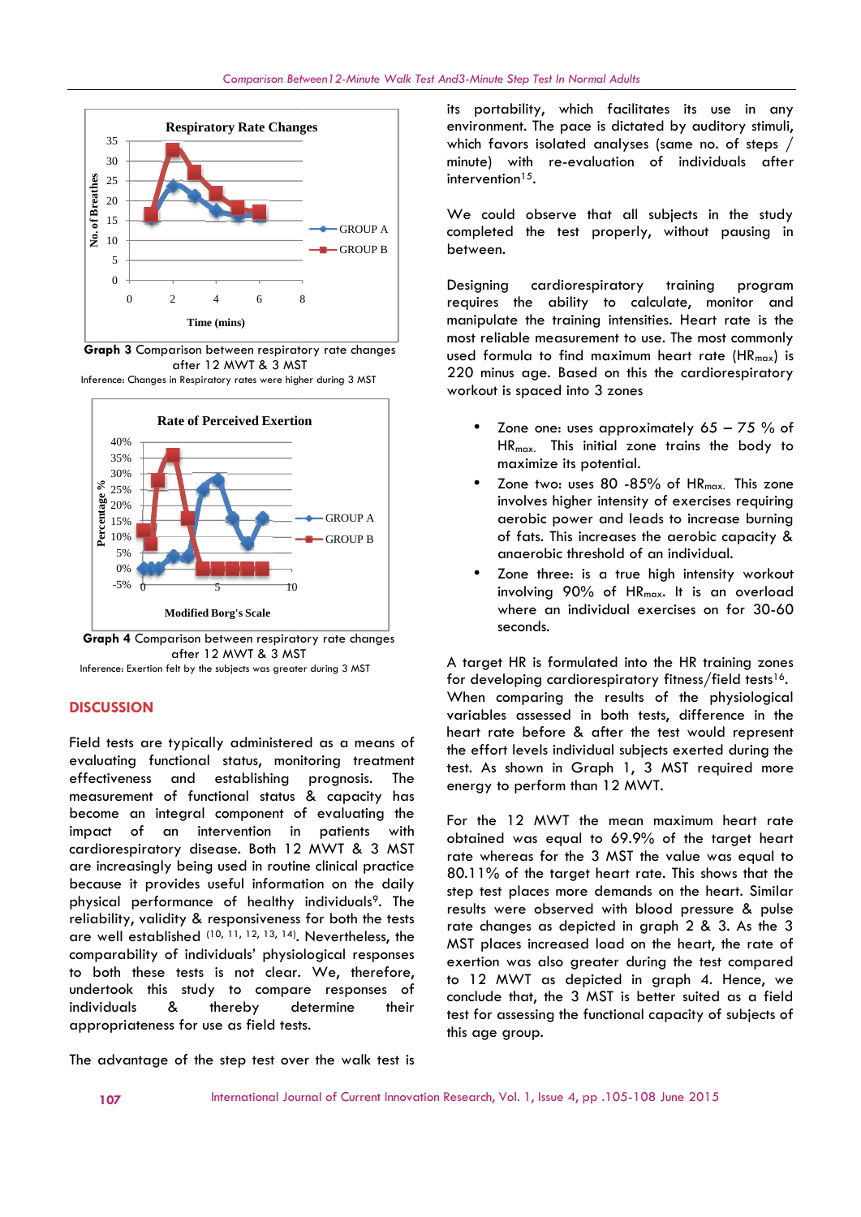Graph 3 Comparison between respiratory rate changes after 12 MWT & 3 MST

Inference: Changes in Respiratory rates were higher during 3 MST

Graph 4 Comparison between respiratory rate changes after 12 MWT & 3 MST

Inference: Exertion felt by the subjects was greater during 3 MST

## DISCUSSION

Field tests are typically administered as a means of evaluating functional status, monitoring treatment effectiveness and establishing prognosis. The measurement of functional status & capacity has become an integral component of evaluating the impact of an intervention in patients with cardiorespiratory disease. Both 12 MWT & 3 MST are increasingly being used in routine clinical practice because it provides useful information on the daily physical performance of healthy individuals[9]. The reliability, validity & responsiveness for both the tests are well established [10, 11, 12, 13, 14]. Nevertheless, the comparability of individuals' physiological responses to both these tests is not clear. We, therefore, undertook this study to compare responses of individuals & thereby determine their appropriateness for use as field tests.

The advantage of the step test over the walk test is its portability, which facilitates its use in any environment. The pace is dictated by auditory stimuli, which favors isolated analyses (same no. of steps / minute) with re-evaluation of individuals after intervention[15].

We could observe that all subjects in the study completed the test properly, without pausing in between.

Designing cardiorespiratory training program requires the ability to calculate, monitor and manipulate the training intensities. Heart rate is the most reliable measurement to use. The most commonly used formula to find maximum heart rate ($HR_{max}$) is 220 minus age. Based on this the cardiorespiratory workout is spaced into 3 zones

- Zone one: uses approximately 65 – 75 % of $HR_{max}$. This initial zone trains the body to maximize its potential.
- Zone two: uses 80 -85% of $HR_{max}$. This zone involves higher intensity of exercises requiring aerobic power and leads to increase burning of fats. This increases the aerobic capacity & anaerobic threshold of an individual.
- Zone three: is a true high intensity workout involving 90% of $HR_{max}$. It is an overload where an individual exercises on for 30-60 seconds.

A target HR is formulated into the HR training zones for developing cardiorespiratory fitness/field tests[16]. When comparing the results of the physiological variables assessed in both tests, difference in the heart rate before & after the test would represent the effort levels individual subjects exerted during the test. As shown in Graph 1, 3 MST required more energy to perform than 12 MWT.

For the 12 MWT the mean maximum heart rate obtained was equal to 69.9% of the target heart rate whereas for the 3 MST the value was equal to 80.11% of the target heart rate. This shows that the step test places more demands on the heart. Similar results were observed with blood pressure & pulse rate changes as depicted in graph 2 & 3. As the 3 MST places increased load on the heart, the rate of exertion was also greater during the test compared to 12 MWT as depicted in graph 4. Hence, we conclude that, the 3 MST is better suited as a field test for assessing the functional capacity of subjects of this age group.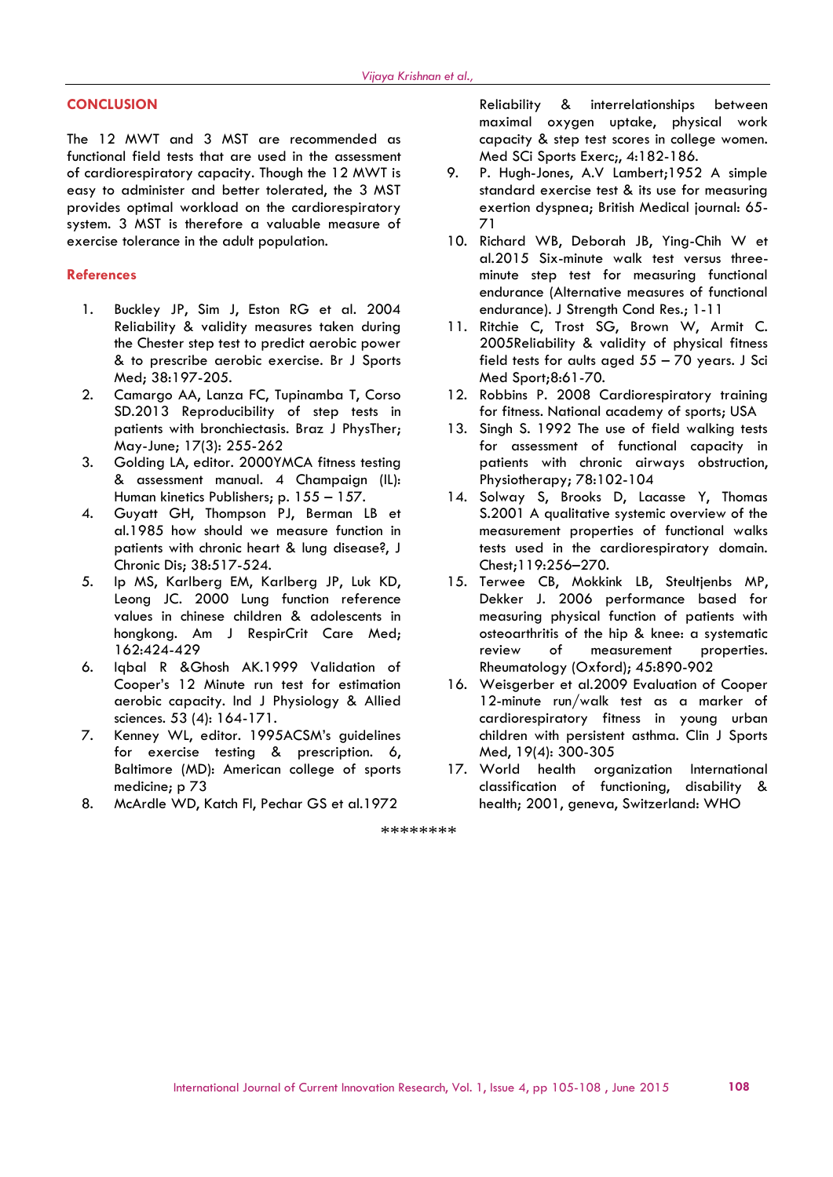## CONCLUSION

The 12 MWT and 3 MST are recommended as functional field tests that are used in the assessment of cardiorespiratory capacity. Though the 12 MWT is easy to administer and better tolerated, the 3 MST provides optimal workload on the cardiorespiratory system. 3 MST is therefore a valuable measure of exercise tolerance in the adult population.

## References

1. Buckley JP, Sim J, Eston RG et al. 2004 Reliability & validity measures taken during the Chester step test to predict aerobic power & to prescribe aerobic exercise. Br J Sports Med; 38:197-205.
2. Camargo AA, Lanza FC, Tupinamba T, Corso SD.2013 Reproducibility of step tests in patients with bronchiectasis. Braz J PhysTher; May-June; 17(3): 255-262
3. Golding LA, editor. 2000YMCA fitness testing & assessment manual. 4 Champaign (IL): Human kinetics Publishers; p. 155 – 157.
4. Guyatt GH, Thompson PJ, Berman LB et al.1985 how should we measure function in patients with chronic heart & lung disease?, J Chronic Dis; 38:517-524.
5. Ip MS, Karlberg EM, Karlberg JP, Luk KD, Leong JC. 2000 Lung function reference values in chinese children & adolescents in hongkong. Am J RespirCrit Care Med; 162:424-429
6. Iqbal R &Ghosh AK.1999 Validation of Cooper's 12 Minute run test for estimation aerobic capacity. Ind J Physiology & Allied sciences. 53 (4): 164-171.
7. Kenney WL, editor. 1995ACSM's guidelines for exercise testing & prescription. 6, Baltimore (MD): American college of sports medicine; p 73
8. McArdle WD, Katch FI, Pechar GS et al.1972 Reliability & interrelationships between maximal oxygen uptake, physical work capacity & step test scores in college women. Med SCi Sports Exerc;, 4:182-186.
9. P. Hugh-Jones, A.V Lambert;1952 A simple standard exercise test & its use for measuring exertion dyspnea; British Medical journal: 65-71
10. Richard WB, Deborah JB, Ying-Chih W et al.2015 Six-minute walk test versus three-minute step test for measuring functional endurance (Alternative measures of functional endurance). J Strength Cond Res.; 1-11
11. Ritchie C, Trost SG, Brown W, Armit C. 2005Reliability & validity of physical fitness field tests for aults aged 55 – 70 years. J Sci Med Sport;8:61-70.
12. Robbins P. 2008 Cardiorespiratory training for fitness. National academy of sports; USA
13. Singh S. 1992 The use of field walking tests for assessment of functional capacity in patients with chronic airways obstruction, Physiotherapy; 78:102-104
14. Solway S, Brooks D, Lacasse Y, Thomas S.2001 A qualitative systemic overview of the measurement properties of functional walks tests used in the cardiorespiratory domain. Chest;119:256–270.
15. Terwee CB, Mokkink LB, Steultjenbs MP, Dekker J. 2006 performance based for measuring physical function of patients with osteoarthritis of the hip & knee: a systematic review of measurement properties. Rheumatology (Oxford); 45:890-902
16. Weisgerber et al.2009 Evaluation of Cooper 12-minute run/walk test as a marker of cardiorespiratory fitness in young urban children with persistent asthma. Clin J Sports Med, 19(4): 300-305
17. World health organization International classification of functioning, disability & health; 2001, geneva, Switzerland: WHO

********